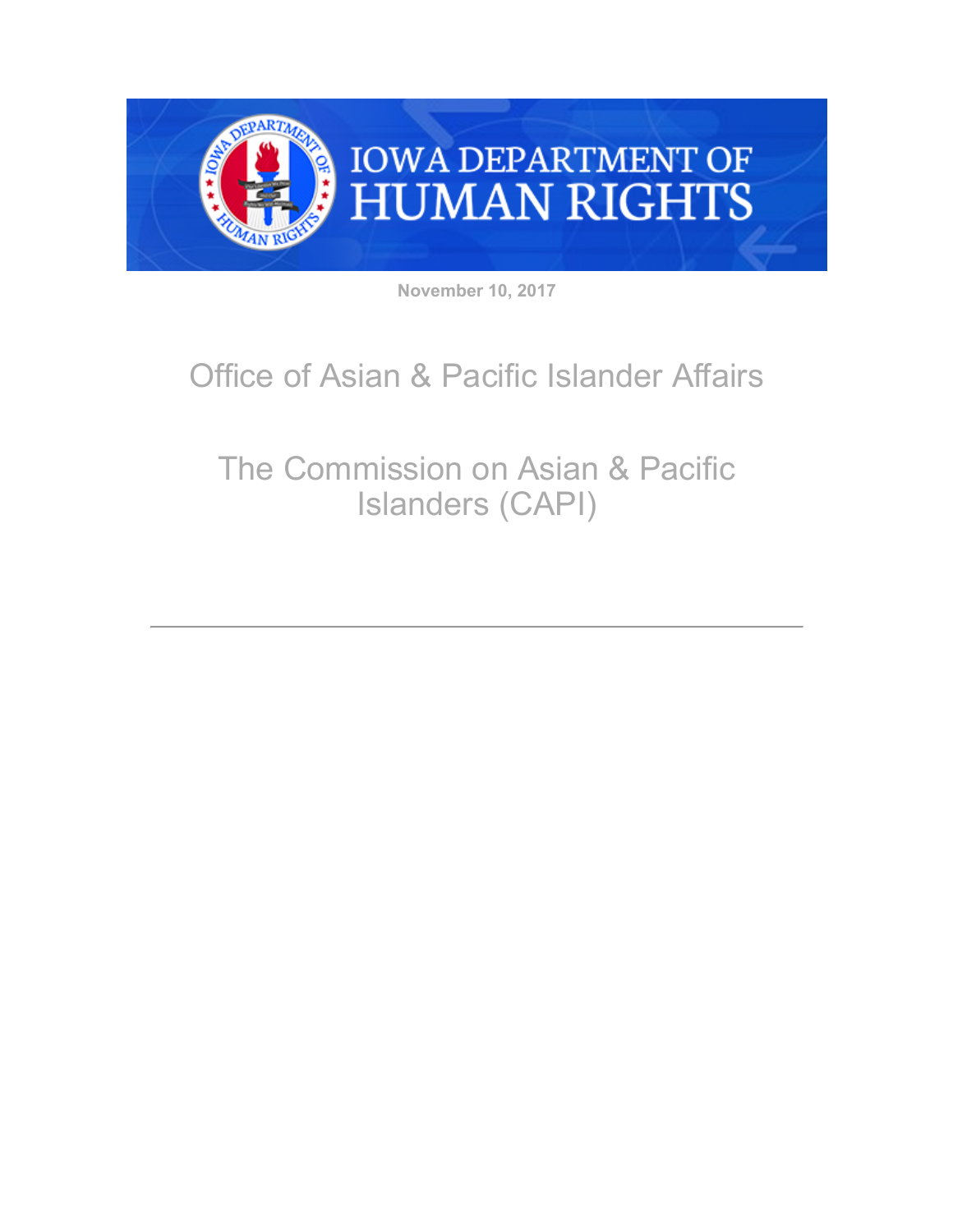IOWA DEPARTMENT OF HUMAN RIGHTS

November 10, 2017

# Office of Asian & Pacific Islander Affairs

## The Commission on Asian & Pacific Islanders (CAPI)

---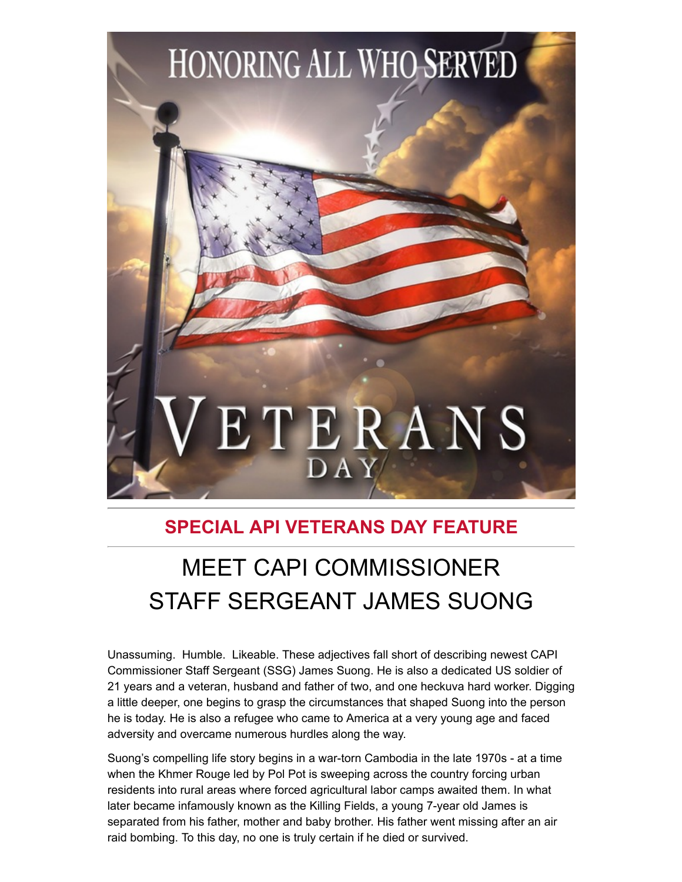## SPECIAL API VETERANS DAY FEATURE

# MEET CAPI COMMISSIONER STAFF SERGEANT JAMES SUONG

Unassuming. Humble. Likeable. These adjectives fall short of describing newest CAPI Commissioner Staff Sergeant (SSG) James Suong. He is also a dedicated US soldier of 21 years and a veteran, husband and father of two, and one heckuva hard worker. Digging a little deeper, one begins to grasp the circumstances that shaped Suong into the person he is today. He is also a refugee who came to America at a very young age and faced adversity and overcame numerous hurdles along the way.

Suong's compelling life story begins in a war-torn Cambodia in the late 1970s - at a time when the Khmer Rouge led by Pol Pot is sweeping across the country forcing urban residents into rural areas where forced agricultural labor camps awaited them. In what later became infamously known as the Killing Fields, a young 7-year old James is separated from his father, mother and baby brother. His father went missing after an air raid bombing. To this day, no one is truly certain if he died or survived.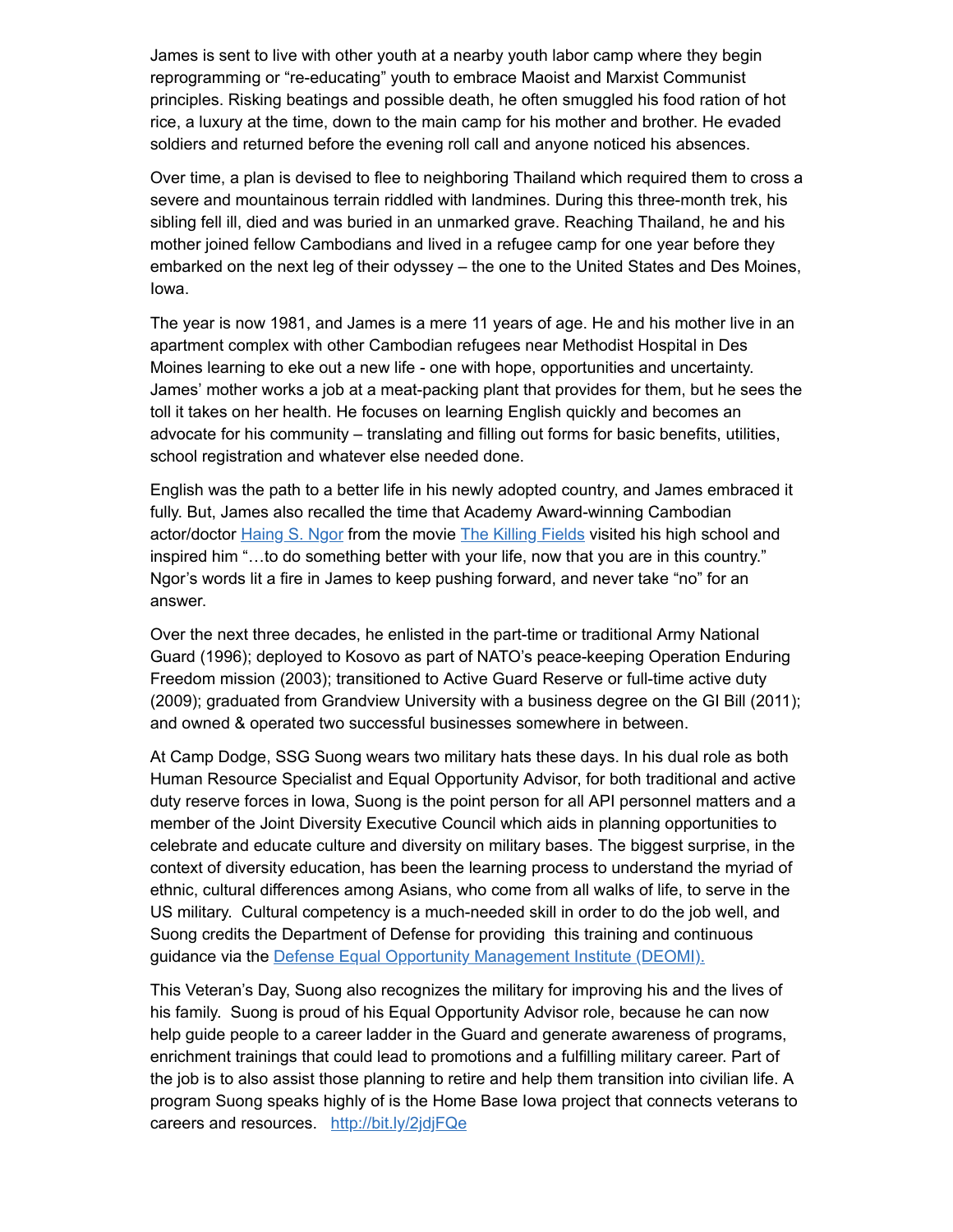James is sent to live with other youth at a nearby youth labor camp where they begin reprogramming or "re-educating" youth to embrace Maoist and Marxist Communist principles. Risking beatings and possible death, he often smuggled his food ration of hot rice, a luxury at the time, down to the main camp for his mother and brother. He evaded soldiers and returned before the evening roll call and anyone noticed his absences.

Over time, a plan is devised to flee to neighboring Thailand which required them to cross a severe and mountainous terrain riddled with landmines. During this three-month trek, his sibling fell ill, died and was buried in an unmarked grave. Reaching Thailand, he and his mother joined fellow Cambodians and lived in a refugee camp for one year before they embarked on the next leg of their odyssey – the one to the United States and Des Moines, Iowa.

The year is now 1981, and James is a mere 11 years of age. He and his mother live in an apartment complex with other Cambodian refugees near Methodist Hospital in Des Moines learning to eke out a new life - one with hope, opportunities and uncertainty. James' mother works a job at a meat-packing plant that provides for them, but he sees the toll it takes on her health. He focuses on learning English quickly and becomes an advocate for his community – translating and filling out forms for basic benefits, utilities, school registration and whatever else needed done.

English was the path to a better life in his newly adopted country, and James embraced it fully. But, James also recalled the time that Academy Award-winning Cambodian actor/doctor [Haing S. Ngor]() from the movie [The Killing Fields]() visited his high school and inspired him "…to do something better with your life, now that you are in this country." Ngor's words lit a fire in James to keep pushing forward, and never take "no" for an answer.

Over the next three decades, he enlisted in the part-time or traditional Army National Guard (1996); deployed to Kosovo as part of NATO's peace-keeping Operation Enduring Freedom mission (2003); transitioned to Active Guard Reserve or full-time active duty (2009); graduated from Grandview University with a business degree on the GI Bill (2011); and owned & operated two successful businesses somewhere in between.

At Camp Dodge, SSG Suong wears two military hats these days. In his dual role as both Human Resource Specialist and Equal Opportunity Advisor, for both traditional and active duty reserve forces in Iowa, Suong is the point person for all API personnel matters and a member of the Joint Diversity Executive Council which aids in planning opportunities to celebrate and educate culture and diversity on military bases. The biggest surprise, in the context of diversity education, has been the learning process to understand the myriad of ethnic, cultural differences among Asians, who come from all walks of life, to serve in the US military. Cultural competency is a much-needed skill in order to do the job well, and Suong credits the Department of Defense for providing this training and continuous guidance via the [Defense Equal Opportunity Management Institute (DEOMI).]()

This Veteran's Day, Suong also recognizes the military for improving his and the lives of his family. Suong is proud of his Equal Opportunity Advisor role, because he can now help guide people to a career ladder in the Guard and generate awareness of programs, enrichment trainings that could lead to promotions and a fulfilling military career. Part of the job is to also assist those planning to retire and help them transition into civilian life. A program Suong speaks highly of is the Home Base Iowa project that connects veterans to careers and resources. http://bit.ly/2jdjFQe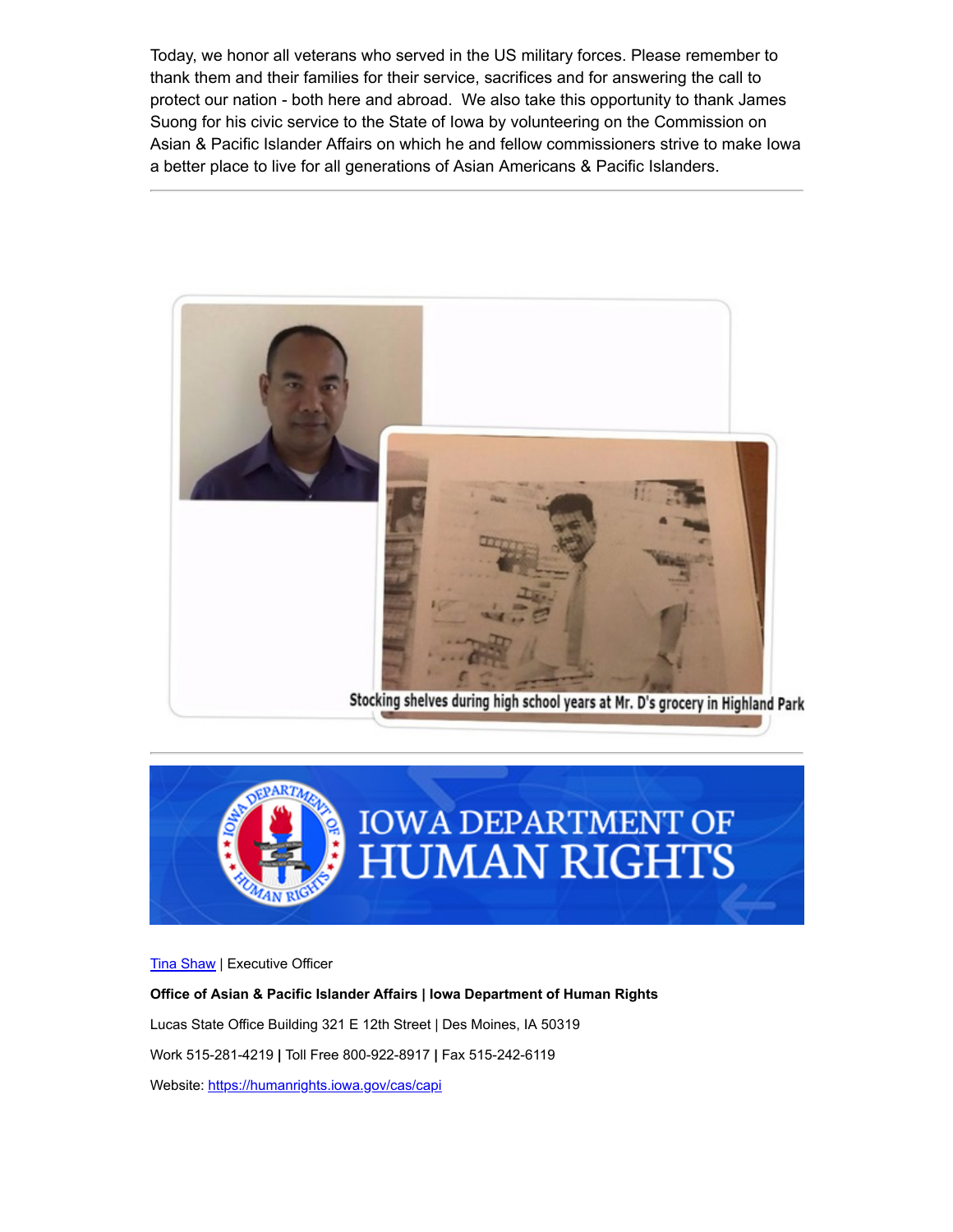Today, we honor all veterans who served in the US military forces. Please remember to thank them and their families for their service, sacrifices and for answering the call to protect our nation - both here and abroad. We also take this opportunity to thank James Suong for his civic service to the State of Iowa by volunteering on the Commission on Asian & Pacific Islander Affairs on which he and fellow commissioners strive to make Iowa a better place to live for all generations of Asian Americans & Pacific Islanders.

---

Stocking shelves during high school years at Mr. D's grocery in Highland Park

---

IOWA DEPARTMENT OF HUMAN RIGHTS

[Tina Shaw](#) | Executive Officer

**Office of Asian & Pacific Islander Affairs | Iowa Department of Human Rights**

Lucas State Office Building 321 E 12th Street | Des Moines, IA 50319

Work 515-281-4219 **|** Toll Free 800-922-8917 **|** Fax 515-242-6119

Website: [https://humanrights.iowa.gov/cas/capi](https://humanrights.iowa.gov/cas/capi)